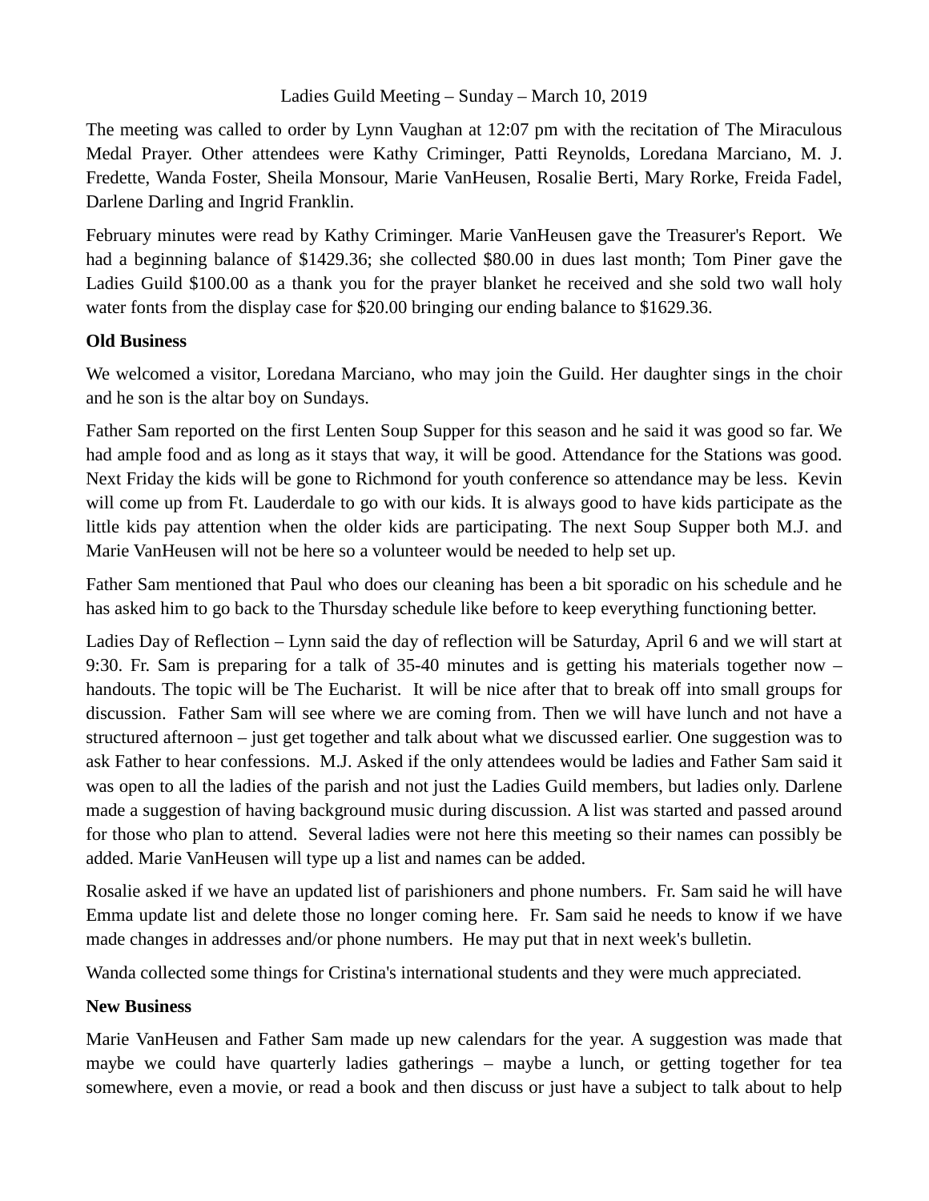Ladies Guild Meeting – Sunday – March 10, 2019

The meeting was called to order by Lynn Vaughan at 12:07 pm with the recitation of The Miraculous Medal Prayer. Other attendees were Kathy Criminger, Patti Reynolds, Loredana Marciano, M. J. Fredette, Wanda Foster, Sheila Monsour, Marie VanHeusen, Rosalie Berti, Mary Rorke, Freida Fadel, Darlene Darling and Ingrid Franklin.

February minutes were read by Kathy Criminger. Marie VanHeusen gave the Treasurer's Report. We had a beginning balance of $1429.36; she collected $80.00 in dues last month; Tom Piner gave the Ladies Guild $100.00 as a thank you for the prayer blanket he received and she sold two wall holy water fonts from the display case for $20.00 bringing our ending balance to $1629.36.

**Old Business**

We welcomed a visitor, Loredana Marciano, who may join the Guild. Her daughter sings in the choir and he son is the altar boy on Sundays.

Father Sam reported on the first Lenten Soup Supper for this season and he said it was good so far. We had ample food and as long as it stays that way, it will be good. Attendance for the Stations was good. Next Friday the kids will be gone to Richmond for youth conference so attendance may be less. Kevin will come up from Ft. Lauderdale to go with our kids. It is always good to have kids participate as the little kids pay attention when the older kids are participating. The next Soup Supper both M.J. and Marie VanHeusen will not be here so a volunteer would be needed to help set up.

Father Sam mentioned that Paul who does our cleaning has been a bit sporadic on his schedule and he has asked him to go back to the Thursday schedule like before to keep everything functioning better.

Ladies Day of Reflection – Lynn said the day of reflection will be Saturday, April 6 and we will start at 9:30. Fr. Sam is preparing for a talk of 35-40 minutes and is getting his materials together now – handouts. The topic will be The Eucharist. It will be nice after that to break off into small groups for discussion. Father Sam will see where we are coming from. Then we will have lunch and not have a structured afternoon – just get together and talk about what we discussed earlier. One suggestion was to ask Father to hear confessions. M.J. Asked if the only attendees would be ladies and Father Sam said it was open to all the ladies of the parish and not just the Ladies Guild members, but ladies only. Darlene made a suggestion of having background music during discussion. A list was started and passed around for those who plan to attend. Several ladies were not here this meeting so their names can possibly be added. Marie VanHeusen will type up a list and names can be added.

Rosalie asked if we have an updated list of parishioners and phone numbers. Fr. Sam said he will have Emma update list and delete those no longer coming here. Fr. Sam said he needs to know if we have made changes in addresses and/or phone numbers. He may put that in next week's bulletin.

Wanda collected some things for Cristina's international students and they were much appreciated.

**New Business**

Marie VanHeusen and Father Sam made up new calendars for the year. A suggestion was made that maybe we could have quarterly ladies gatherings – maybe a lunch, or getting together for tea somewhere, even a movie, or read a book and then discuss or just have a subject to talk about to help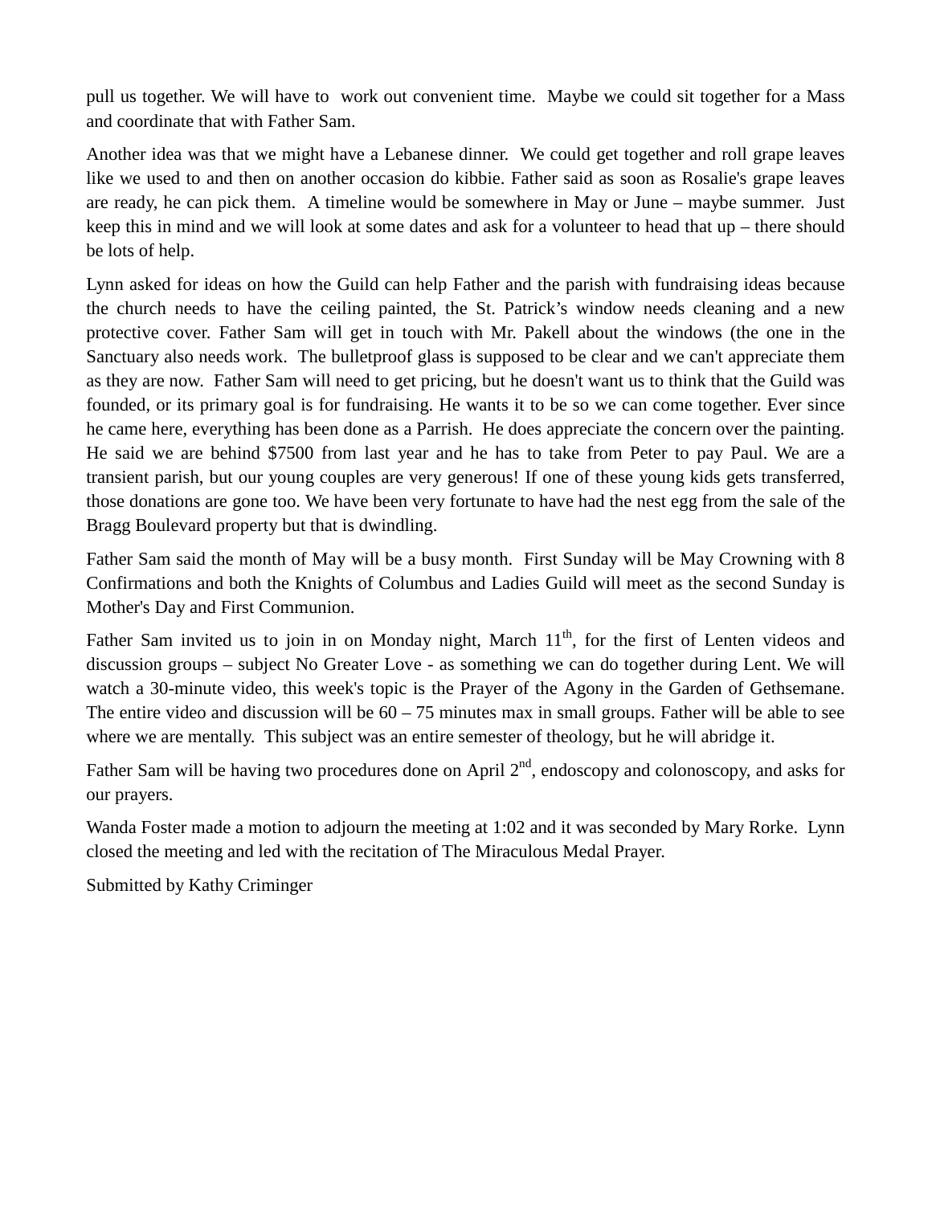pull us together. We will have to work out convenient time. Maybe we could sit together for a Mass and coordinate that with Father Sam.

Another idea was that we might have a Lebanese dinner. We could get together and roll grape leaves like we used to and then on another occasion do kibbie. Father said as soon as Rosalie's grape leaves are ready, he can pick them. A timeline would be somewhere in May or June – maybe summer. Just keep this in mind and we will look at some dates and ask for a volunteer to head that up – there should be lots of help.

Lynn asked for ideas on how the Guild can help Father and the parish with fundraising ideas because the church needs to have the ceiling painted, the St. Patrick's window needs cleaning and a new protective cover. Father Sam will get in touch with Mr. Pakell about the windows (the one in the Sanctuary also needs work. The bulletproof glass is supposed to be clear and we can't appreciate them as they are now. Father Sam will need to get pricing, but he doesn't want us to think that the Guild was founded, or its primary goal is for fundraising. He wants it to be so we can come together. Ever since he came here, everything has been done as a Parrish. He does appreciate the concern over the painting. He said we are behind $7500 from last year and he has to take from Peter to pay Paul. We are a transient parish, but our young couples are very generous! If one of these young kids gets transferred, those donations are gone too. We have been very fortunate to have had the nest egg from the sale of the Bragg Boulevard property but that is dwindling.

Father Sam said the month of May will be a busy month. First Sunday will be May Crowning with 8 Confirmations and both the Knights of Columbus and Ladies Guild will meet as the second Sunday is Mother's Day and First Communion.

Father Sam invited us to join in on Monday night, March 11th, for the first of Lenten videos and discussion groups – subject No Greater Love - as something we can do together during Lent. We will watch a 30-minute video, this week's topic is the Prayer of the Agony in the Garden of Gethsemane. The entire video and discussion will be 60 – 75 minutes max in small groups. Father will be able to see where we are mentally. This subject was an entire semester of theology, but he will abridge it.

Father Sam will be having two procedures done on April 2nd, endoscopy and colonoscopy, and asks for our prayers.

Wanda Foster made a motion to adjourn the meeting at 1:02 and it was seconded by Mary Rorke. Lynn closed the meeting and led with the recitation of The Miraculous Medal Prayer.

Submitted by Kathy Criminger